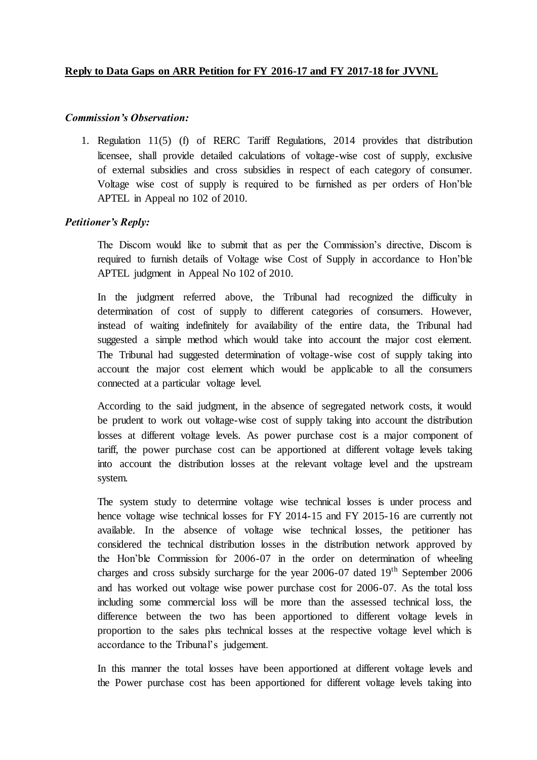**Reply to Data Gaps on ARR Petition for FY 2016-17 and FY 2017-18 for JVVNL**

***Commission's Observation:***

1. Regulation 11(5) (f) of RERC Tariff Regulations, 2014 provides that distribution licensee, shall provide detailed calculations of voltage-wise cost of supply, exclusive of external subsidies and cross subsidies in respect of each category of consumer. Voltage wise cost of supply is required to be furnished as per orders of Hon'ble APTEL in Appeal no 102 of 2010.

***Petitioner's Reply:***

The Discom would like to submit that as per the Commission's directive, Discom is required to furnish details of Voltage wise Cost of Supply in accordance to Hon'ble APTEL judgment in Appeal No 102 of 2010.

In the judgment referred above, the Tribunal had recognized the difficulty in determination of cost of supply to different categories of consumers. However, instead of waiting indefinitely for availability of the entire data, the Tribunal had suggested a simple method which would take into account the major cost element. The Tribunal had suggested determination of voltage-wise cost of supply taking into account the major cost element which would be applicable to all the consumers connected at a particular voltage level.

According to the said judgment, in the absence of segregated network costs, it would be prudent to work out voltage-wise cost of supply taking into account the distribution losses at different voltage levels. As power purchase cost is a major component of tariff, the power purchase cost can be apportioned at different voltage levels taking into account the distribution losses at the relevant voltage level and the upstream system.

The system study to determine voltage wise technical losses is under process and hence voltage wise technical losses for FY 2014-15 and FY 2015-16 are currently not available. In the absence of voltage wise technical losses, the petitioner has considered the technical distribution losses in the distribution network approved by the Hon'ble Commission for 2006-07 in the order on determination of wheeling charges and cross subsidy surcharge for the year 2006-07 dated 19th September 2006 and has worked out voltage wise power purchase cost for 2006-07. As the total loss including some commercial loss will be more than the assessed technical loss, the difference between the two has been apportioned to different voltage levels in proportion to the sales plus technical losses at the respective voltage level which is accordance to the Tribunal's judgement.

In this manner the total losses have been apportioned at different voltage levels and the Power purchase cost has been apportioned for different voltage levels taking into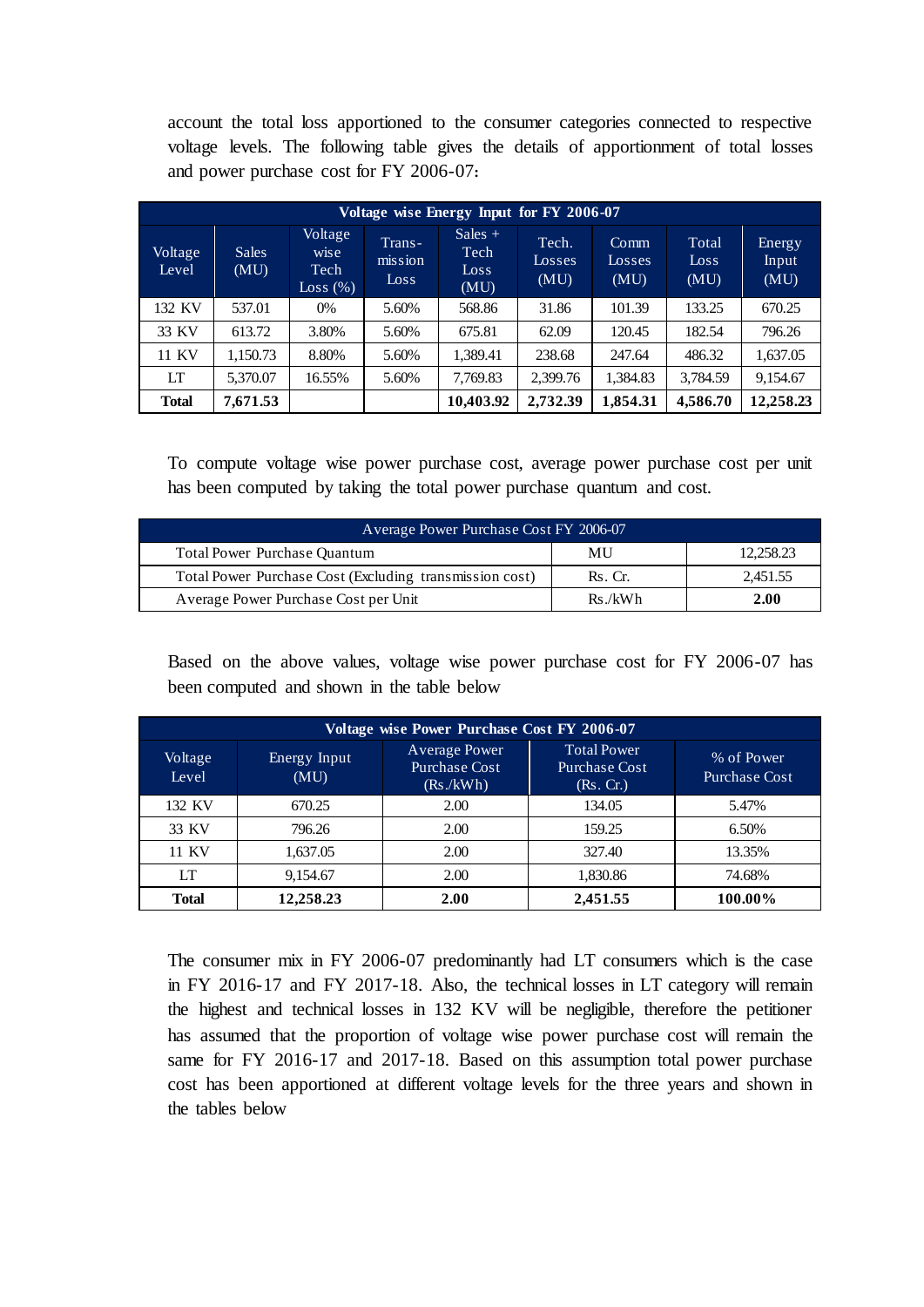account the total loss apportioned to the consumer categories connected to respective voltage levels. The following table gives the details of apportionment of total losses and power purchase cost for FY 2006-07:

| Voltage wise Energy Input for FY 2006-07 | | | | | | | | |
|---|---|---|---|---|---|---|---|---|
| Voltage Level | Sales (MU) | Voltage wise Tech Loss (%) | Trans-mission Loss | Sales + Tech Loss (MU) | Tech. Losses (MU) | Comm Losses (MU) | Total Loss (MU) | Energy Input (MU) |
| 132 KV | 537.01 | 0% | 5.60% | 568.86 | 31.86 | 101.39 | 133.25 | 670.25 |
| 33 KV | 613.72 | 3.80% | 5.60% | 675.81 | 62.09 | 120.45 | 182.54 | 796.26 |
| 11 KV | 1,150.73 | 8.80% | 5.60% | 1,389.41 | 238.68 | 247.64 | 486.32 | 1,637.05 |
| LT | 5,370.07 | 16.55% | 5.60% | 7,769.83 | 2,399.76 | 1,384.83 | 3,784.59 | 9,154.67 |
| **Total** | **7,671.53** | | | **10,403.92** | **2,732.39** | **1,854.31** | **4,586.70** | **12,258.23** |

To compute voltage wise power purchase cost, average power purchase cost per unit has been computed by taking the total power purchase quantum and cost.

| Average Power Purchase Cost FY 2006-07 | | |
|---|---|---|
| Total Power Purchase Quantum | MU | 12,258.23 |
| Total Power Purchase Cost (Excluding transmission cost) | Rs. Cr. | 2,451.55 |
| Average Power Purchase Cost per Unit | Rs./kWh | **2.00** |

Based on the above values, voltage wise power purchase cost for FY 2006-07 has been computed and shown in the table below

| Voltage wise Power Purchase Cost FY 2006-07 | | | | |
|---|---|---|---|---|
| Voltage Level | Energy Input (MU) | Average Power Purchase Cost (Rs./kWh) | Total Power Purchase Cost (Rs. Cr.) | % of Power Purchase Cost |
| 132 KV | 670.25 | 2.00 | 134.05 | 5.47% |
| 33 KV | 796.26 | 2.00 | 159.25 | 6.50% |
| 11 KV | 1,637.05 | 2.00 | 327.40 | 13.35% |
| LT | 9,154.67 | 2.00 | 1,830.86 | 74.68% |
| **Total** | **12,258.23** | **2.00** | **2,451.55** | **100.00%** |

The consumer mix in FY 2006-07 predominantly had LT consumers which is the case in FY 2016-17 and FY 2017-18. Also, the technical losses in LT category will remain the highest and technical losses in 132 KV will be negligible, therefore the petitioner has assumed that the proportion of voltage wise power purchase cost will remain the same for FY 2016-17 and 2017-18. Based on this assumption total power purchase cost has been apportioned at different voltage levels for the three years and shown in the tables below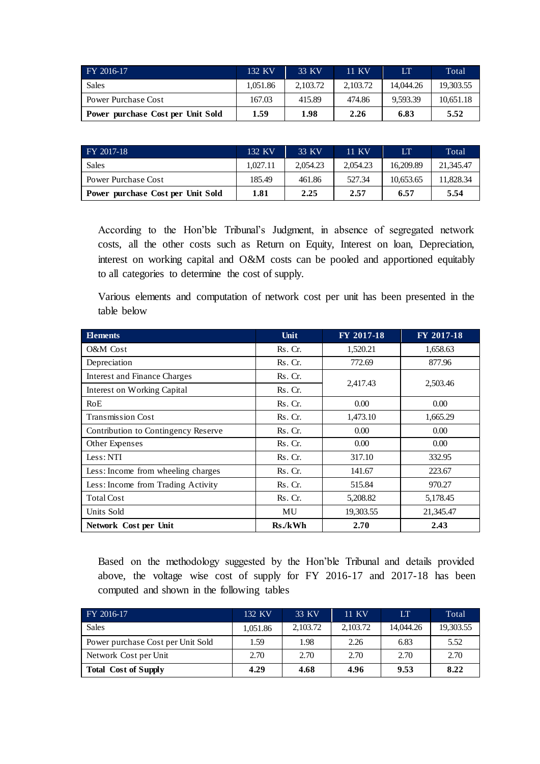| FY 2016-17 | 132 KV | 33 KV | 11 KV | LT | Total |
|---|---|---|---|---|---|
| Sales | 1,051.86 | 2,103.72 | 2,103.72 | 14,044.26 | 19,303.55 |
| Power Purchase Cost | 167.03 | 415.89 | 474.86 | 9,593.39 | 10,651.18 |
| **Power purchase Cost per Unit Sold** | **1.59** | **1.98** | **2.26** | **6.83** | **5.52** |

| FY 2017-18 | 132 KV | 33 KV | 11 KV | LT | Total |
|---|---|---|---|---|---|
| Sales | 1,027.11 | 2,054.23 | 2,054.23 | 16,209.89 | 21,345.47 |
| Power Purchase Cost | 185.49 | 461.86 | 527.34 | 10,653.65 | 11,828.34 |
| **Power purchase Cost per Unit Sold** | **1.81** | **2.25** | **2.57** | **6.57** | **5.54** |

According to the Hon'ble Tribunal's Judgment, in absence of segregated network costs, all the other costs such as Return on Equity, Interest on loan, Depreciation, interest on working capital and O&M costs can be pooled and apportioned equitably to all categories to determine the cost of supply.

Various elements and computation of network cost per unit has been presented in the table below

| Elements | Unit | FY 2017-18 | FY 2017-18 |
|---|---|---|---|
| O&M Cost | Rs. Cr. | 1,520.21 | 1,658.63 |
| Depreciation | Rs. Cr. | 772.69 | 877.96 |
| Interest and Finance Charges | Rs. Cr. | 2,417.43 | 2,503.46 |
| Interest on Working Capital | Rs. Cr. | | |
| RoE | Rs. Cr. | 0.00 | 0.00 |
| Transmission Cost | Rs. Cr. | 1,473.10 | 1,665.29 |
| Contribution to Contingency Reserve | Rs. Cr. | 0.00 | 0.00 |
| Other Expenses | Rs. Cr. | 0.00 | 0.00 |
| Less: NTI | Rs. Cr. | 317.10 | 332.95 |
| Less: Income from wheeling charges | Rs. Cr. | 141.67 | 223.67 |
| Less: Income from Trading Activity | Rs. Cr. | 515.84 | 970.27 |
| Total Cost | Rs. Cr. | 5,208.82 | 5,178.45 |
| Units Sold | MU | 19,303.55 | 21,345.47 |
| **Network Cost per Unit** | **Rs./kWh** | **2.70** | **2.43** |

Based on the methodology suggested by the Hon'ble Tribunal and details provided above, the voltage wise cost of supply for FY 2016-17 and 2017-18 has been computed and shown in the following tables

| FY 2016-17 | 132 KV | 33 KV | 11 KV | LT | Total |
|---|---|---|---|---|---|
| Sales | 1,051.86 | 2,103.72 | 2,103.72 | 14,044.26 | 19,303.55 |
| Power Purchase Cost per Unit Sold | 1.59 | 1.98 | 2.26 | 6.83 | 5.52 |
| Network Cost per Unit | 2.70 | 2.70 | 2.70 | 2.70 | 2.70 |
| **Total Cost of Supply** | **4.29** | **4.68** | **4.96** | **9.53** | **8.22** |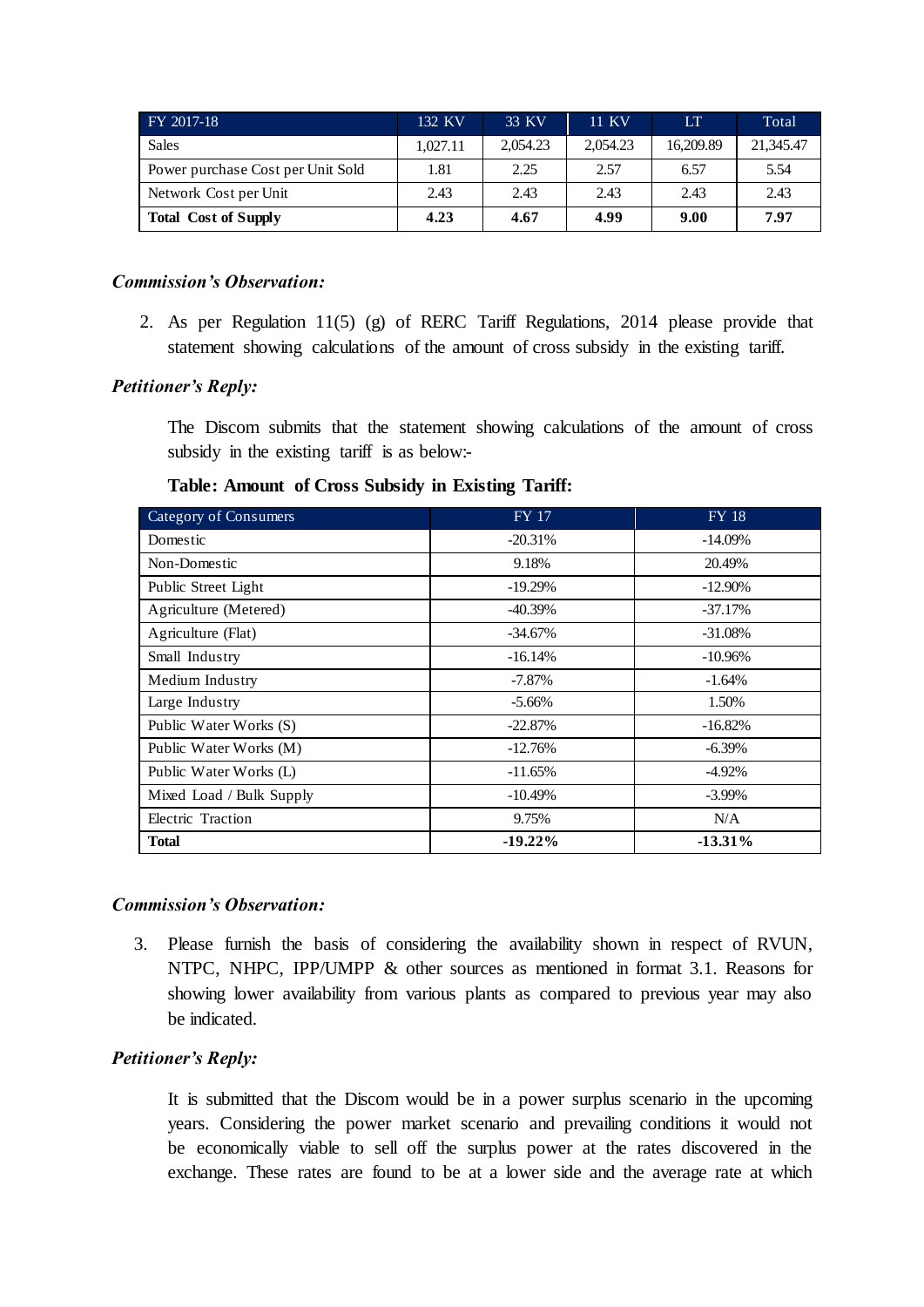| FY 2017-18 | 132 KV | 33 KV | 11 KV | LT | Total |
|---|---|---|---|---|---|
| Sales | 1,027.11 | 2,054.23 | 2,054.23 | 16,209.89 | 21,345.47 |
| Power purchase Cost per Unit Sold | 1.81 | 2.25 | 2.57 | 6.57 | 5.54 |
| Network Cost per Unit | 2.43 | 2.43 | 2.43 | 2.43 | 2.43 |
| **Total Cost of Supply** | **4.23** | **4.67** | **4.99** | **9.00** | **7.97** |

***Commission's Observation:***

2. As per Regulation 11(5) (g) of RERC Tariff Regulations, 2014 please provide that statement showing calculations of the amount of cross subsidy in the existing tariff.

***Petitioner's Reply:***

The Discom submits that the statement showing calculations of the amount of cross subsidy in the existing tariff is as below:-

**Table: Amount of Cross Subsidy in Existing Tariff:**

| Category of Consumers | FY 17 | FY 18 |
|---|---|---|
| Domestic | -20.31% | -14.09% |
| Non-Domestic | 9.18% | 20.49% |
| Public Street Light | -19.29% | -12.90% |
| Agriculture (Metered) | -40.39% | -37.17% |
| Agriculture (Flat) | -34.67% | -31.08% |
| Small Industry | -16.14% | -10.96% |
| Medium Industry | -7.87% | -1.64% |
| Large Industry | -5.66% | 1.50% |
| Public Water Works (S) | -22.87% | -16.82% |
| Public Water Works (M) | -12.76% | -6.39% |
| Public Water Works (L) | -11.65% | -4.92% |
| Mixed Load / Bulk Supply | -10.49% | -3.99% |
| Electric Traction | 9.75% | N/A |
| **Total** | **-19.22%** | **-13.31%** |

***Commission's Observation:***

3. Please furnish the basis of considering the availability shown in respect of RVUN, NTPC, NHPC, IPP/UMPP & other sources as mentioned in format 3.1. Reasons for showing lower availability from various plants as compared to previous year may also be indicated.

***Petitioner's Reply:***

It is submitted that the Discom would be in a power surplus scenario in the upcoming years. Considering the power market scenario and prevailing conditions it would not be economically viable to sell off the surplus power at the rates discovered in the exchange. These rates are found to be at a lower side and the average rate at which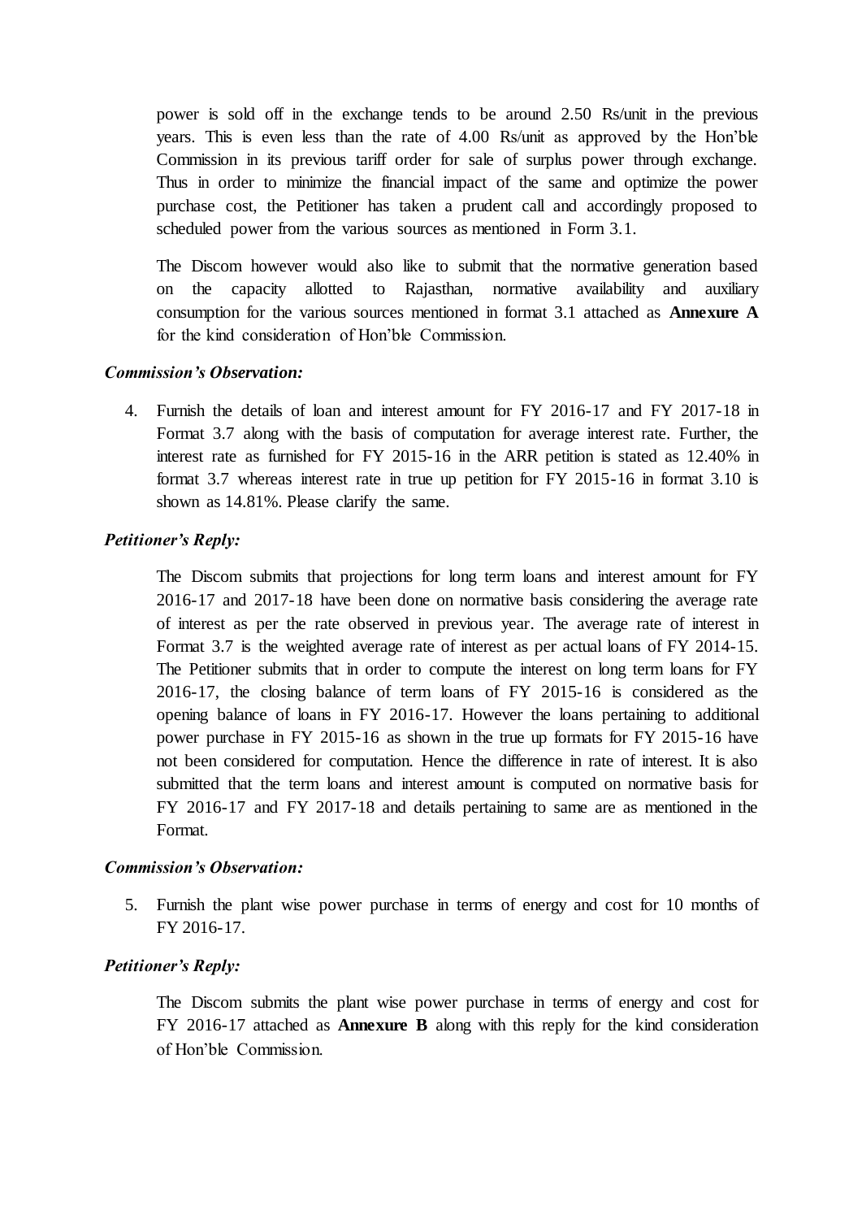power is sold off in the exchange tends to be around 2.50 Rs/unit in the previous years. This is even less than the rate of 4.00 Rs/unit as approved by the Hon'ble Commission in its previous tariff order for sale of surplus power through exchange. Thus in order to minimize the financial impact of the same and optimize the power purchase cost, the Petitioner has taken a prudent call and accordingly proposed to scheduled power from the various sources as mentioned in Form 3.1.

The Discom however would also like to submit that the normative generation based on the capacity allotted to Rajasthan, normative availability and auxiliary consumption for the various sources mentioned in format 3.1 attached as **Annexure A** for the kind consideration of Hon'ble Commission.

***Commission's Observation:***

4. Furnish the details of loan and interest amount for FY 2016-17 and FY 2017-18 in Format 3.7 along with the basis of computation for average interest rate. Further, the interest rate as furnished for FY 2015-16 in the ARR petition is stated as 12.40% in format 3.7 whereas interest rate in true up petition for FY 2015-16 in format 3.10 is shown as 14.81%. Please clarify the same.

***Petitioner's Reply:***

The Discom submits that projections for long term loans and interest amount for FY 2016-17 and 2017-18 have been done on normative basis considering the average rate of interest as per the rate observed in previous year. The average rate of interest in Format 3.7 is the weighted average rate of interest as per actual loans of FY 2014-15. The Petitioner submits that in order to compute the interest on long term loans for FY 2016-17, the closing balance of term loans of FY 2015-16 is considered as the opening balance of loans in FY 2016-17. However the loans pertaining to additional power purchase in FY 2015-16 as shown in the true up formats for FY 2015-16 have not been considered for computation. Hence the difference in rate of interest. It is also submitted that the term loans and interest amount is computed on normative basis for FY 2016-17 and FY 2017-18 and details pertaining to same are as mentioned in the Format.

***Commission's Observation:***

5. Furnish the plant wise power purchase in terms of energy and cost for 10 months of FY 2016-17.

***Petitioner's Reply:***

The Discom submits the plant wise power purchase in terms of energy and cost for FY 2016-17 attached as **Annexure B** along with this reply for the kind consideration of Hon'ble Commission.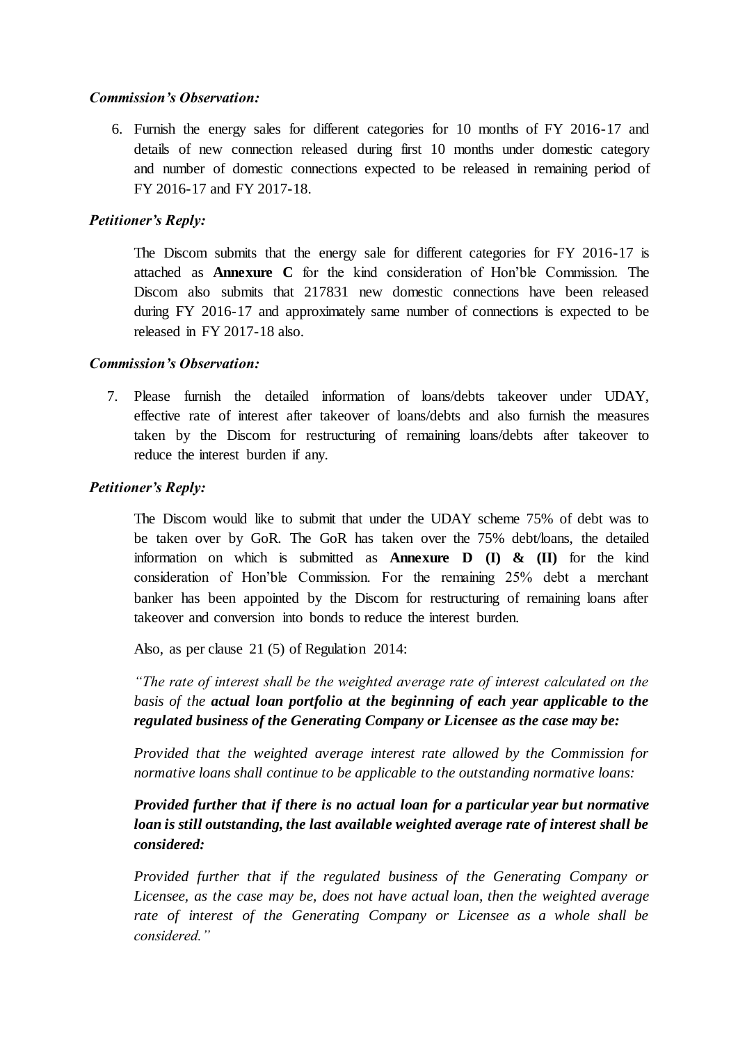***Commission's Observation:***

6. Furnish the energy sales for different categories for 10 months of FY 2016-17 and details of new connection released during first 10 months under domestic category and number of domestic connections expected to be released in remaining period of FY 2016-17 and FY 2017-18.

***Petitioner's Reply:***

The Discom submits that the energy sale for different categories for FY 2016-17 is attached as **Annexure C** for the kind consideration of Hon'ble Commission. The Discom also submits that 217831 new domestic connections have been released during FY 2016-17 and approximately same number of connections is expected to be released in FY 2017-18 also.

***Commission's Observation:***

7. Please furnish the detailed information of loans/debts takeover under UDAY, effective rate of interest after takeover of loans/debts and also furnish the measures taken by the Discom for restructuring of remaining loans/debts after takeover to reduce the interest burden if any.

***Petitioner's Reply:***

The Discom would like to submit that under the UDAY scheme 75% of debt was to be taken over by GoR. The GoR has taken over the 75% debt/loans, the detailed information on which is submitted as **Annexure D (I) & (II)** for the kind consideration of Hon'ble Commission. For the remaining 25% debt a merchant banker has been appointed by the Discom for restructuring of remaining loans after takeover and conversion into bonds to reduce the interest burden.

Also, as per clause 21 (5) of Regulation 2014:

*"The rate of interest shall be the weighted average rate of interest calculated on the basis of the **actual loan portfolio at the beginning of each year applicable to the regulated business of the Generating Company or Licensee as the case may be:***

*Provided that the weighted average interest rate allowed by the Commission for normative loans shall continue to be applicable to the outstanding normative loans:*

***Provided further that if there is no actual loan for a particular year but normative loan is still outstanding, the last available weighted average rate of interest shall be considered:***

*Provided further that if the regulated business of the Generating Company or Licensee, as the case may be, does not have actual loan, then the weighted average rate of interest of the Generating Company or Licensee as a whole shall be considered."*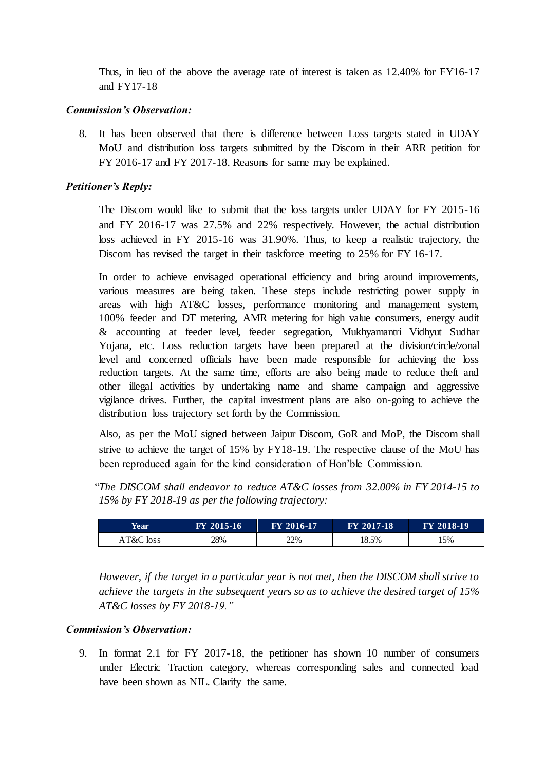Thus, in lieu of the above the average rate of interest is taken as 12.40% for FY16-17 and FY17-18

***Commission's Observation:***

8. It has been observed that there is difference between Loss targets stated in UDAY MoU and distribution loss targets submitted by the Discom in their ARR petition for FY 2016-17 and FY 2017-18. Reasons for same may be explained.

***Petitioner's Reply:***

The Discom would like to submit that the loss targets under UDAY for FY 2015-16 and FY 2016-17 was 27.5% and 22% respectively. However, the actual distribution loss achieved in FY 2015-16 was 31.90%. Thus, to keep a realistic trajectory, the Discom has revised the target in their taskforce meeting to 25% for FY 16-17.

In order to achieve envisaged operational efficiency and bring around improvements, various measures are being taken. These steps include restricting power supply in areas with high AT&C losses, performance monitoring and management system, 100% feeder and DT metering, AMR metering for high value consumers, energy audit & accounting at feeder level, feeder segregation, Mukhyamantri Vidhyut Sudhar Yojana, etc. Loss reduction targets have been prepared at the division/circle/zonal level and concerned officials have been made responsible for achieving the loss reduction targets. At the same time, efforts are also being made to reduce theft and other illegal activities by undertaking name and shame campaign and aggressive vigilance drives. Further, the capital investment plans are also on-going to achieve the distribution loss trajectory set forth by the Commission.

Also, as per the MoU signed between Jaipur Discom, GoR and MoP, the Discom shall strive to achieve the target of 15% by FY18-19. The respective clause of the MoU has been reproduced again for the kind consideration of Hon'ble Commission.

*"The DISCOM shall endeavor to reduce AT&C losses from 32.00% in FY 2014-15 to 15% by FY 2018-19 as per the following trajectory:*

| Year | FY 2015-16 | FY 2016-17 | FY 2017-18 | FY 2018-19 |
|---|---|---|---|---|
| AT&C loss | 28% | 22% | 18.5% | 15% |

*However, if the target in a particular year is not met, then the DISCOM shall strive to achieve the targets in the subsequent years so as to achieve the desired target of 15% AT&C losses by FY 2018-19."*

***Commission's Observation:***

9. In format 2.1 for FY 2017-18, the petitioner has shown 10 number of consumers under Electric Traction category, whereas corresponding sales and connected load have been shown as NIL. Clarify the same.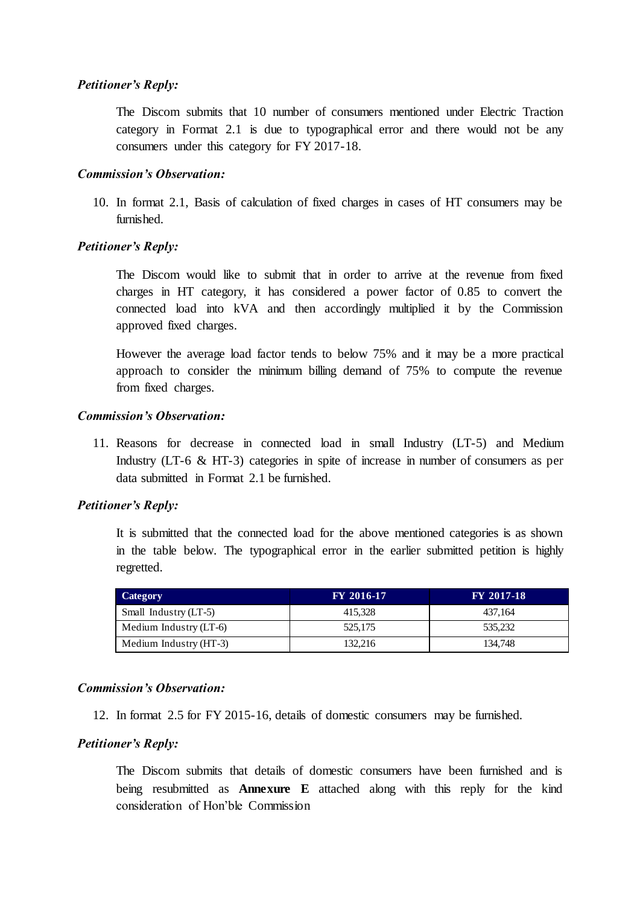***Petitioner's Reply:***

The Discom submits that 10 number of consumers mentioned under Electric Traction category in Format 2.1 is due to typographical error and there would not be any consumers under this category for FY 2017-18.

***Commission's Observation:***

10. In format 2.1, Basis of calculation of fixed charges in cases of HT consumers may be furnished.

***Petitioner's Reply:***

The Discom would like to submit that in order to arrive at the revenue from fixed charges in HT category, it has considered a power factor of 0.85 to convert the connected load into kVA and then accordingly multiplied it by the Commission approved fixed charges.

However the average load factor tends to below 75% and it may be a more practical approach to consider the minimum billing demand of 75% to compute the revenue from fixed charges.

***Commission's Observation:***

11. Reasons for decrease in connected load in small Industry (LT-5) and Medium Industry (LT-6 & HT-3) categories in spite of increase in number of consumers as per data submitted in Format 2.1 be furnished.

***Petitioner's Reply:***

It is submitted that the connected load for the above mentioned categories is as shown in the table below. The typographical error in the earlier submitted petition is highly regretted.

| Category | FY 2016-17 | FY 2017-18 |
|---|---|---|
| Small Industry (LT-5) | 415,328 | 437,164 |
| Medium Industry (LT-6) | 525,175 | 535,232 |
| Medium Industry (HT-3) | 132,216 | 134,748 |

***Commission's Observation:***

12. In format 2.5 for FY 2015-16, details of domestic consumers may be furnished.

***Petitioner's Reply:***

The Discom submits that details of domestic consumers have been furnished and is being resubmitted as **Annexure E** attached along with this reply for the kind consideration of Hon'ble Commission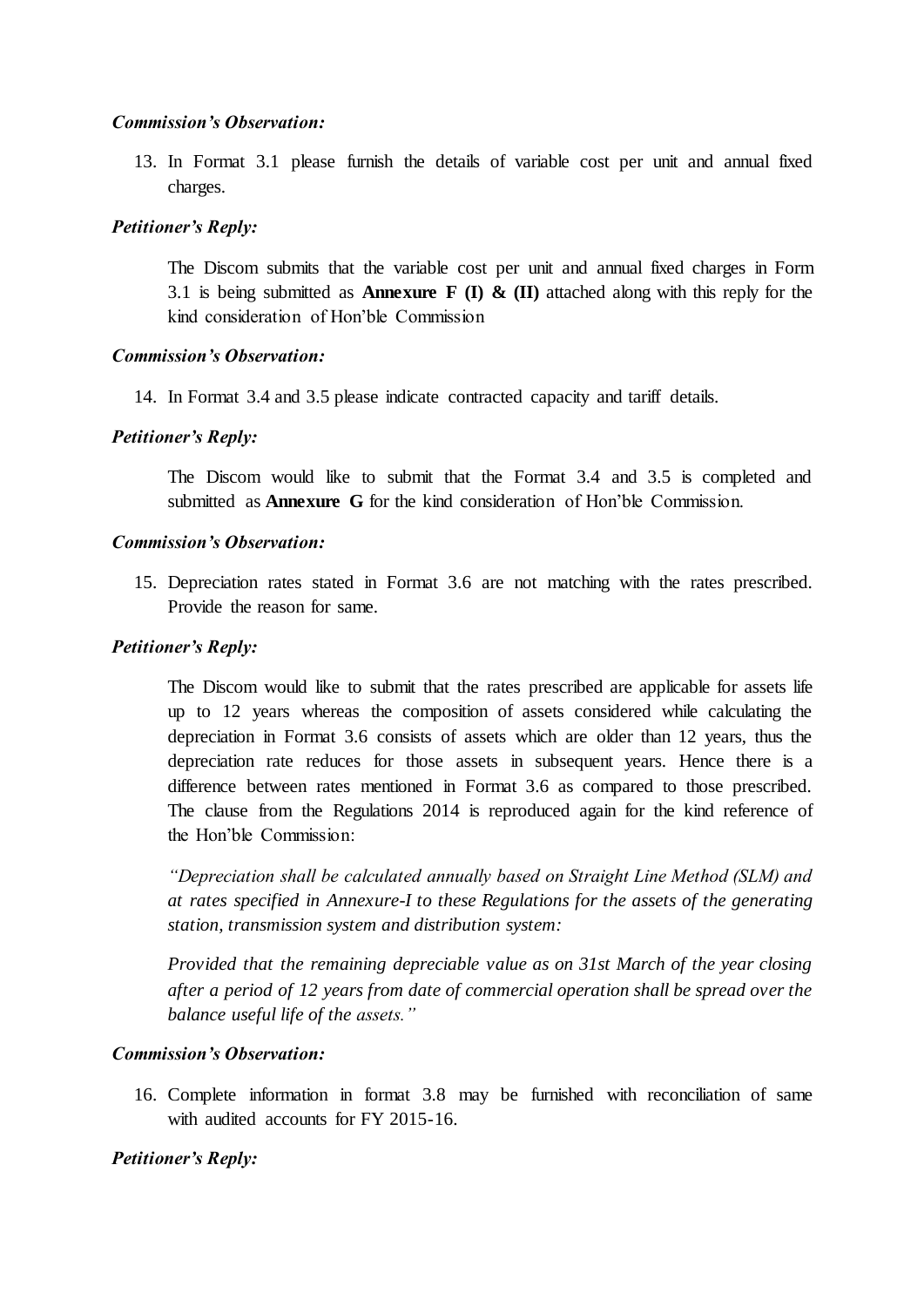***Commission's Observation:***

13. In Format 3.1 please furnish the details of variable cost per unit and annual fixed charges.

***Petitioner's Reply:***

The Discom submits that the variable cost per unit and annual fixed charges in Form 3.1 is being submitted as **Annexure F (I) & (II)** attached along with this reply for the kind consideration of Hon'ble Commission

***Commission's Observation:***

14. In Format 3.4 and 3.5 please indicate contracted capacity and tariff details.

***Petitioner's Reply:***

The Discom would like to submit that the Format 3.4 and 3.5 is completed and submitted as **Annexure G** for the kind consideration of Hon'ble Commission.

***Commission's Observation:***

15. Depreciation rates stated in Format 3.6 are not matching with the rates prescribed. Provide the reason for same.

***Petitioner's Reply:***

The Discom would like to submit that the rates prescribed are applicable for assets life up to 12 years whereas the composition of assets considered while calculating the depreciation in Format 3.6 consists of assets which are older than 12 years, thus the depreciation rate reduces for those assets in subsequent years. Hence there is a difference between rates mentioned in Format 3.6 as compared to those prescribed. The clause from the Regulations 2014 is reproduced again for the kind reference of the Hon'ble Commission:

*"Depreciation shall be calculated annually based on Straight Line Method (SLM) and at rates specified in Annexure-I to these Regulations for the assets of the generating station, transmission system and distribution system:*

*Provided that the remaining depreciable value as on 31st March of the year closing after a period of 12 years from date of commercial operation shall be spread over the balance useful life of the assets."*

***Commission's Observation:***

16. Complete information in format 3.8 may be furnished with reconciliation of same with audited accounts for FY 2015-16.

***Petitioner's Reply:***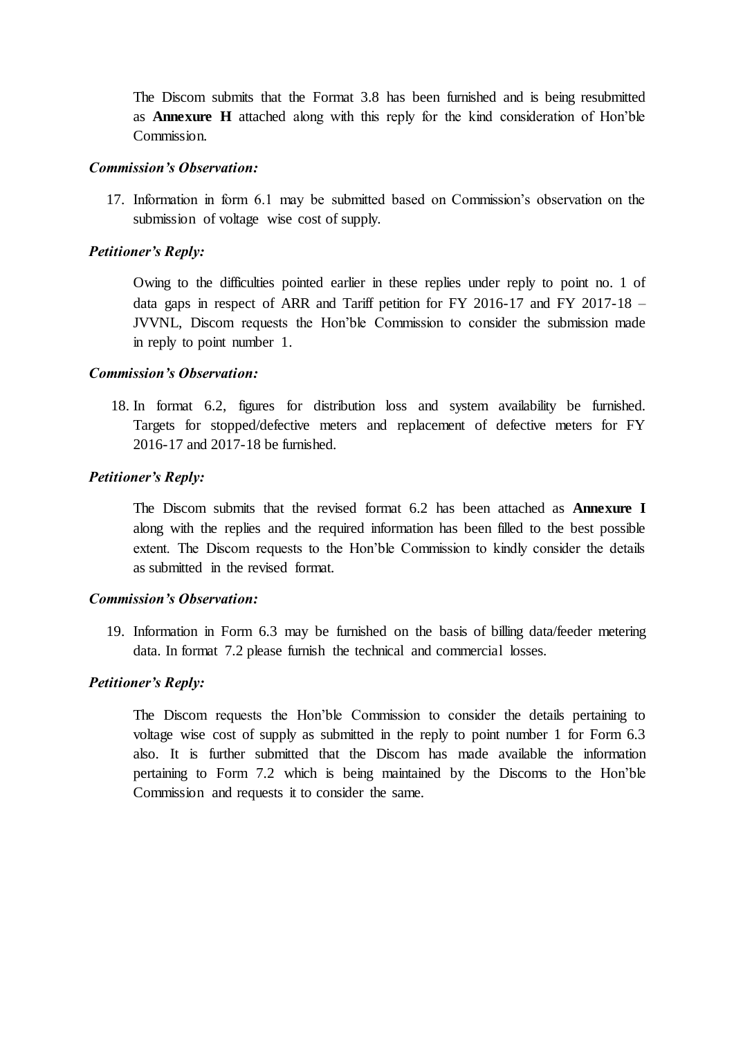The Discom submits that the Format 3.8 has been furnished and is being resubmitted as **Annexure H** attached along with this reply for the kind consideration of Hon'ble Commission.

***Commission's Observation:***

17. Information in form 6.1 may be submitted based on Commission's observation on the submission of voltage wise cost of supply.

***Petitioner's Reply:***

Owing to the difficulties pointed earlier in these replies under reply to point no. 1 of data gaps in respect of ARR and Tariff petition for FY 2016-17 and FY 2017-18 – JVVNL, Discom requests the Hon'ble Commission to consider the submission made in reply to point number 1.

***Commission's Observation:***

18. In format 6.2, figures for distribution loss and system availability be furnished. Targets for stopped/defective meters and replacement of defective meters for FY 2016-17 and 2017-18 be furnished.

***Petitioner's Reply:***

The Discom submits that the revised format 6.2 has been attached as **Annexure I** along with the replies and the required information has been filled to the best possible extent. The Discom requests to the Hon'ble Commission to kindly consider the details as submitted in the revised format.

***Commission's Observation:***

19. Information in Form 6.3 may be furnished on the basis of billing data/feeder metering data. In format 7.2 please furnish the technical and commercial losses.

***Petitioner's Reply:***

The Discom requests the Hon'ble Commission to consider the details pertaining to voltage wise cost of supply as submitted in the reply to point number 1 for Form 6.3 also. It is further submitted that the Discom has made available the information pertaining to Form 7.2 which is being maintained by the Discoms to the Hon'ble Commission and requests it to consider the same.